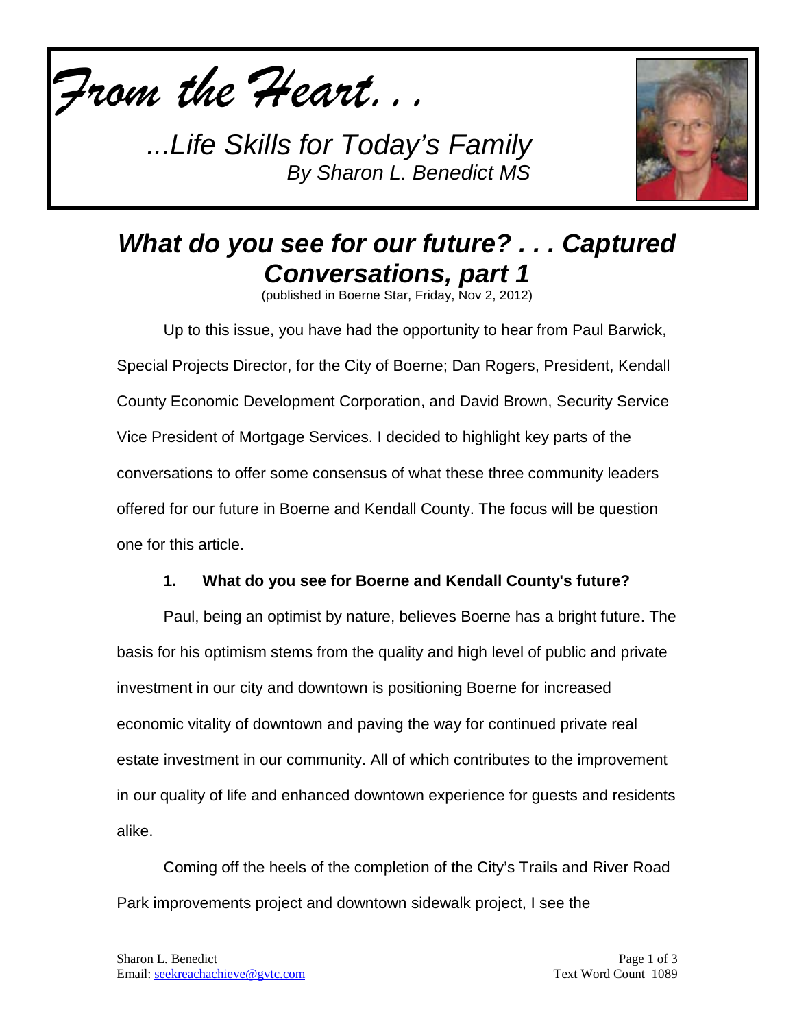*From the Heart...*

*...Life Skills for Today's Family*
*By Sharon L. Benedict MS*

# *What do you see for our future? . . . Captured Conversations, part 1*

(published in Boerne Star, Friday, Nov 2, 2012)

Up to this issue, you have had the opportunity to hear from Paul Barwick, Special Projects Director, for the City of Boerne; Dan Rogers, President, Kendall County Economic Development Corporation, and David Brown, Security Service Vice President of Mortgage Services. I decided to highlight key parts of the conversations to offer some consensus of what these three community leaders offered for our future in Boerne and Kendall County. The focus will be question one for this article.

**1. What do you see for Boerne and Kendall County's future?**

Paul, being an optimist by nature, believes Boerne has a bright future. The basis for his optimism stems from the quality and high level of public and private investment in our city and downtown is positioning Boerne for increased economic vitality of downtown and paving the way for continued private real estate investment in our community. All of which contributes to the improvement in our quality of life and enhanced downtown experience for guests and residents alike.

Coming off the heels of the completion of the City's Trails and River Road Park improvements project and downtown sidewalk project, I see the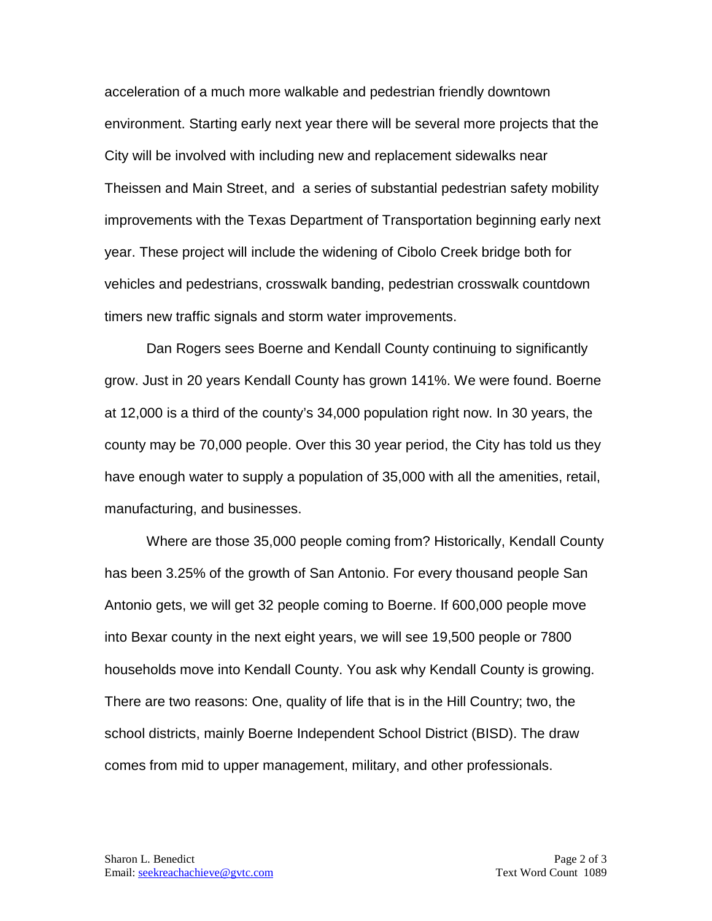acceleration of a much more walkable and pedestrian friendly downtown environment. Starting early next year there will be several more projects that the City will be involved with including new and replacement sidewalks near Theissen and Main Street, and a series of substantial pedestrian safety mobility improvements with the Texas Department of Transportation beginning early next year. These project will include the widening of Cibolo Creek bridge both for vehicles and pedestrians, crosswalk banding, pedestrian crosswalk countdown timers new traffic signals and storm water improvements.

Dan Rogers sees Boerne and Kendall County continuing to significantly grow. Just in 20 years Kendall County has grown 141%. We were found. Boerne at 12,000 is a third of the county's 34,000 population right now. In 30 years, the county may be 70,000 people. Over this 30 year period, the City has told us they have enough water to supply a population of 35,000 with all the amenities, retail, manufacturing, and businesses.

Where are those 35,000 people coming from? Historically, Kendall County has been 3.25% of the growth of San Antonio. For every thousand people San Antonio gets, we will get 32 people coming to Boerne. If 600,000 people move into Bexar county in the next eight years, we will see 19,500 people or 7800 households move into Kendall County. You ask why Kendall County is growing. There are two reasons: One, quality of life that is in the Hill Country; two, the school districts, mainly Boerne Independent School District (BISD). The draw comes from mid to upper management, military, and other professionals.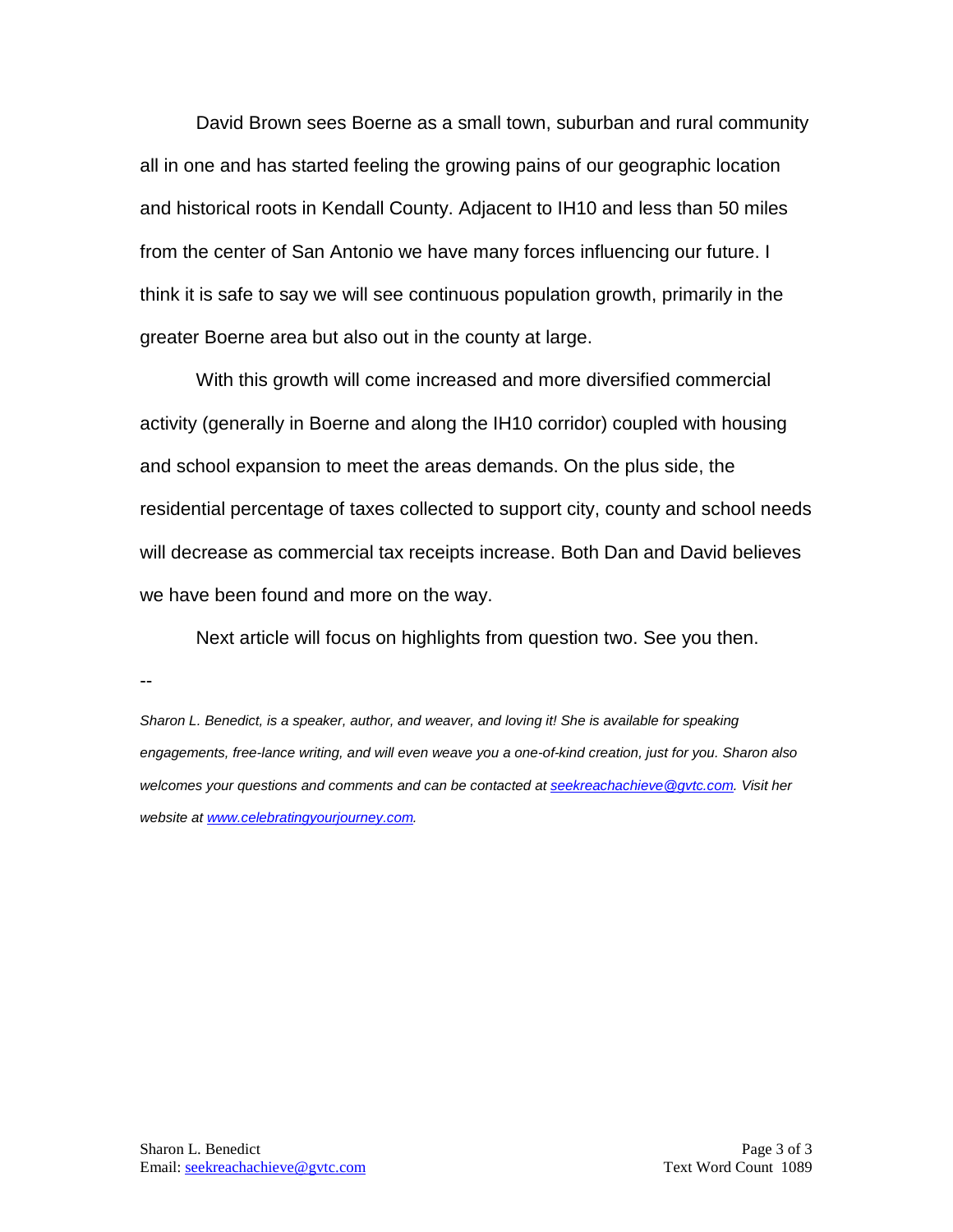David Brown sees Boerne as a small town, suburban and rural community all in one and has started feeling the growing pains of our geographic location and historical roots in Kendall County. Adjacent to IH10 and less than 50 miles from the center of San Antonio we have many forces influencing our future. I think it is safe to say we will see continuous population growth, primarily in the greater Boerne area but also out in the county at large.

With this growth will come increased and more diversified commercial activity (generally in Boerne and along the IH10 corridor) coupled with housing and school expansion to meet the areas demands. On the plus side, the residential percentage of taxes collected to support city, county and school needs will decrease as commercial tax receipts increase. Both Dan and David believes we have been found and more on the way.

Next article will focus on highlights from question two. See you then.

--

*Sharon L. Benedict, is a speaker, author, and weaver, and loving it! She is available for speaking engagements, free-lance writing, and will even weave you a one-of-kind creation, just for you. Sharon also welcomes your questions and comments and can be contacted at [seekreachachieve@gvtc.com](mailto:seekreachachieve@gvtc.com). Visit her website at [www.celebratingyourjourney.com](http://www.celebratingyourjourney.com).*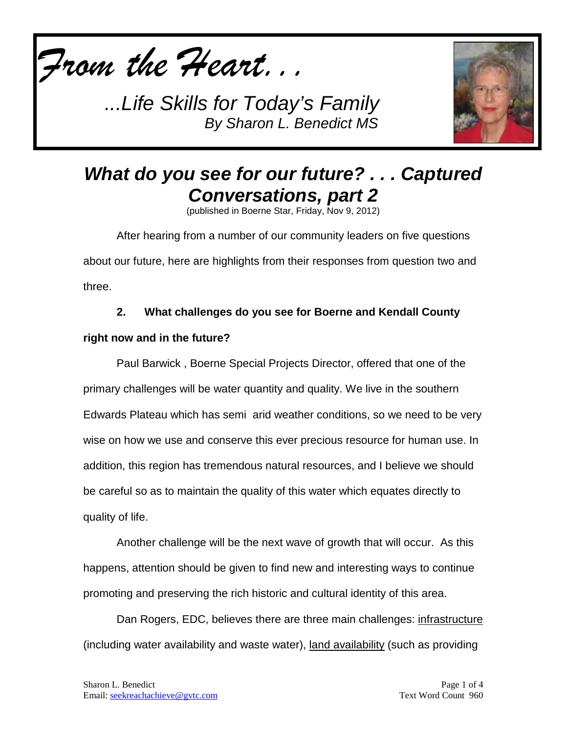*From the Heart. . .*

*...Life Skills for Today's Family*
*By Sharon L. Benedict MS*

# *What do you see for our future? . . . Captured Conversations, part 2*

(published in Boerne Star, Friday, Nov 9, 2012)

After hearing from a number of our community leaders on five questions about our future, here are highlights from their responses from question two and three.

**2. What challenges do you see for Boerne and Kendall County right now and in the future?**

Paul Barwick , Boerne Special Projects Director, offered that one of the primary challenges will be water quantity and quality. We live in the southern Edwards Plateau which has semi  arid weather conditions, so we need to be very wise on how we use and conserve this ever precious resource for human use. In addition, this region has tremendous natural resources, and I believe we should be careful so as to maintain the quality of this water which equates directly to quality of life.

Another challenge will be the next wave of growth that will occur.  As this happens, attention should be given to find new and interesting ways to continue promoting and preserving the rich historic and cultural identity of this area.

Dan Rogers, EDC, believes there are three main challenges: infrastructure (including water availability and waste water), land availability (such as providing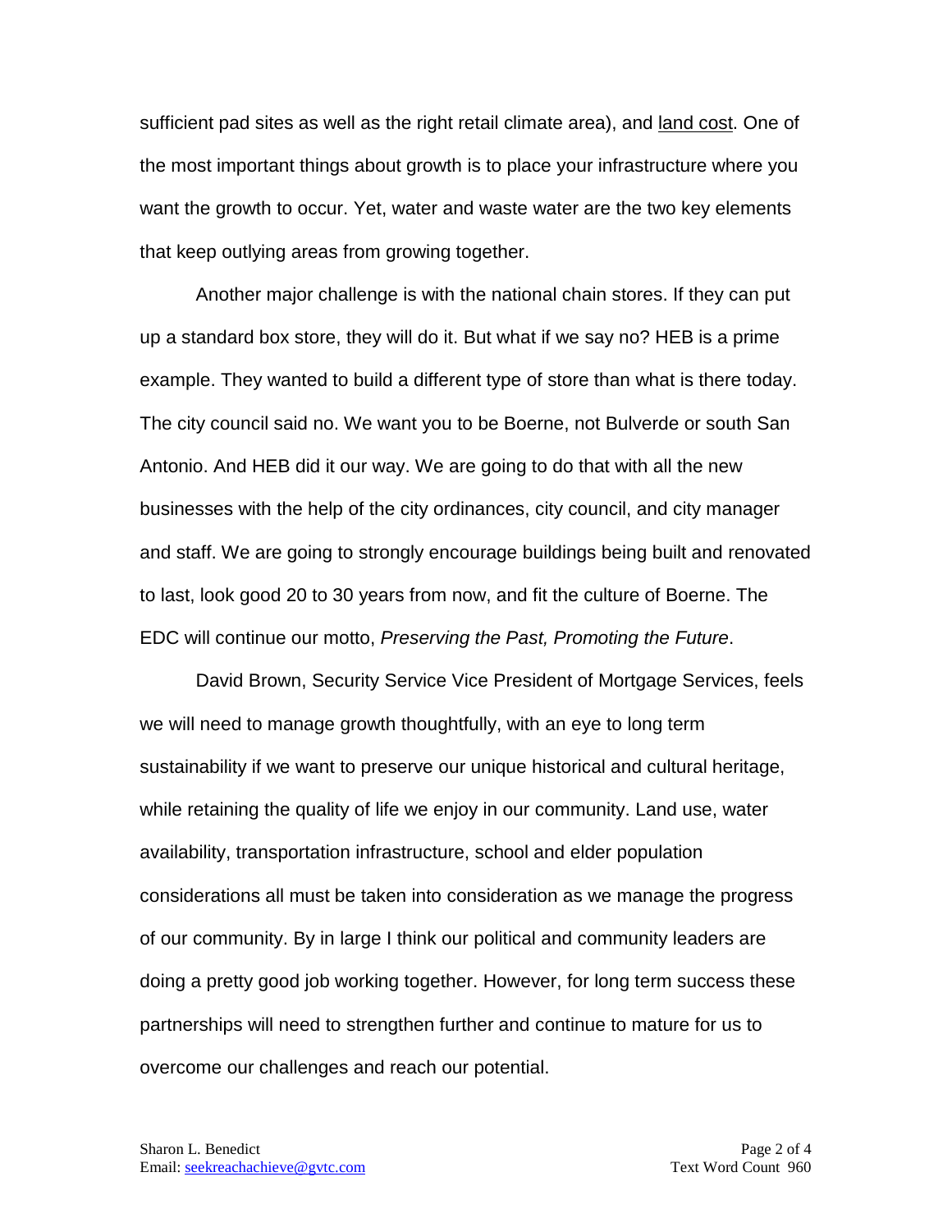sufficient pad sites as well as the right retail climate area), and <u>land cost</u>. One of the most important things about growth is to place your infrastructure where you want the growth to occur. Yet, water and waste water are the two key elements that keep outlying areas from growing together.

Another major challenge is with the national chain stores. If they can put up a standard box store, they will do it. But what if we say no? HEB is a prime example. They wanted to build a different type of store than what is there today. The city council said no. We want you to be Boerne, not Bulverde or south San Antonio. And HEB did it our way. We are going to do that with all the new businesses with the help of the city ordinances, city council, and city manager and staff. We are going to strongly encourage buildings being built and renovated to last, look good 20 to 30 years from now, and fit the culture of Boerne. The EDC will continue our motto, *Preserving the Past, Promoting the Future*.

David Brown, Security Service Vice President of Mortgage Services, feels we will need to manage growth thoughtfully, with an eye to long term sustainability if we want to preserve our unique historical and cultural heritage, while retaining the quality of life we enjoy in our community. Land use, water availability, transportation infrastructure, school and elder population considerations all must be taken into consideration as we manage the progress of our community. By in large I think our political and community leaders are doing a pretty good job working together. However, for long term success these partnerships will need to strengthen further and continue to mature for us to overcome our challenges and reach our potential.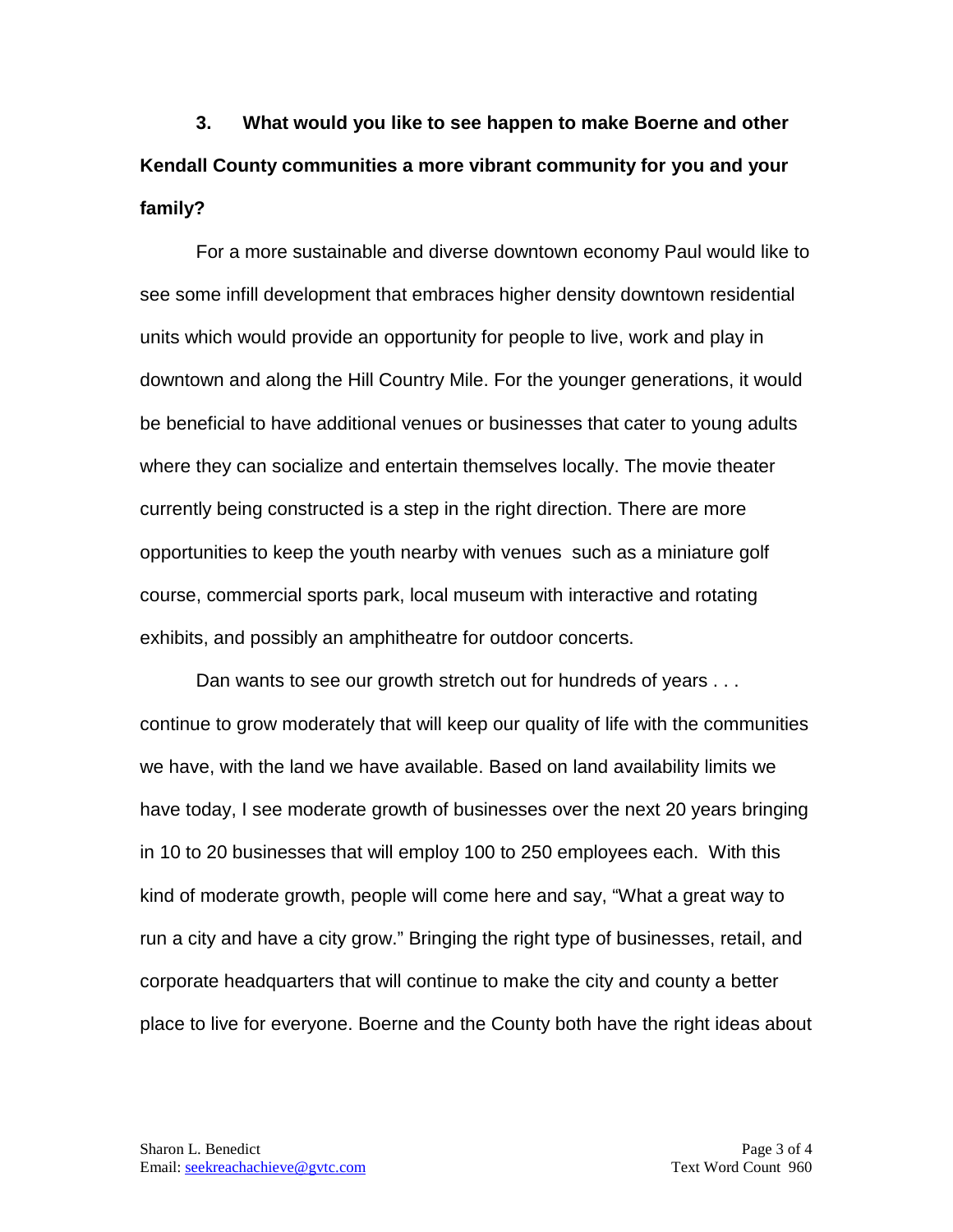**3. What would you like to see happen to make Boerne and other Kendall County communities a more vibrant community for you and your family?**

For a more sustainable and diverse downtown economy Paul would like to see some infill development that embraces higher density downtown residential units which would provide an opportunity for people to live, work and play in downtown and along the Hill Country Mile. For the younger generations, it would be beneficial to have additional venues or businesses that cater to young adults where they can socialize and entertain themselves locally. The movie theater currently being constructed is a step in the right direction. There are more opportunities to keep the youth nearby with venues such as a miniature golf course, commercial sports park, local museum with interactive and rotating exhibits, and possibly an amphitheatre for outdoor concerts.

Dan wants to see our growth stretch out for hundreds of years . . . continue to grow moderately that will keep our quality of life with the communities we have, with the land we have available. Based on land availability limits we have today, I see moderate growth of businesses over the next 20 years bringing in 10 to 20 businesses that will employ 100 to 250 employees each. With this kind of moderate growth, people will come here and say, "What a great way to run a city and have a city grow." Bringing the right type of businesses, retail, and corporate headquarters that will continue to make the city and county a better place to live for everyone. Boerne and the County both have the right ideas about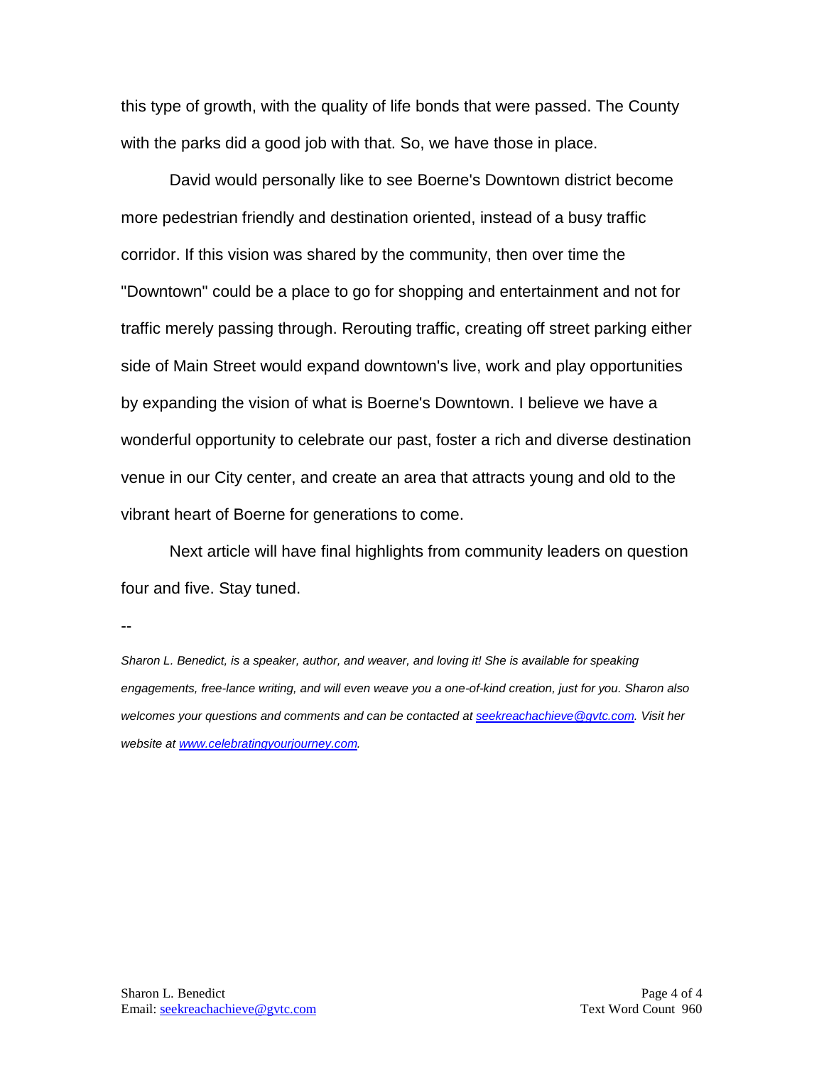this type of growth, with the quality of life bonds that were passed. The County with the parks did a good job with that. So, we have those in place.

David would personally like to see Boerne's Downtown district become more pedestrian friendly and destination oriented, instead of a busy traffic corridor. If this vision was shared by the community, then over time the "Downtown" could be a place to go for shopping and entertainment and not for traffic merely passing through. Rerouting traffic, creating off street parking either side of Main Street would expand downtown's live, work and play opportunities by expanding the vision of what is Boerne's Downtown. I believe we have a wonderful opportunity to celebrate our past, foster a rich and diverse destination venue in our City center, and create an area that attracts young and old to the vibrant heart of Boerne for generations to come.

Next article will have final highlights from community leaders on question four and five. Stay tuned.

--

*Sharon L. Benedict, is a speaker, author, and weaver, and loving it! She is available for speaking engagements, free-lance writing, and will even weave you a one-of-kind creation, just for you. Sharon also welcomes your questions and comments and can be contacted at [seekreachachieve@gvtc.com](mailto:seekreachachieve@gvtc.com). Visit her website at [www.celebratingyourjourney.com](http://www.celebratingyourjourney.com).*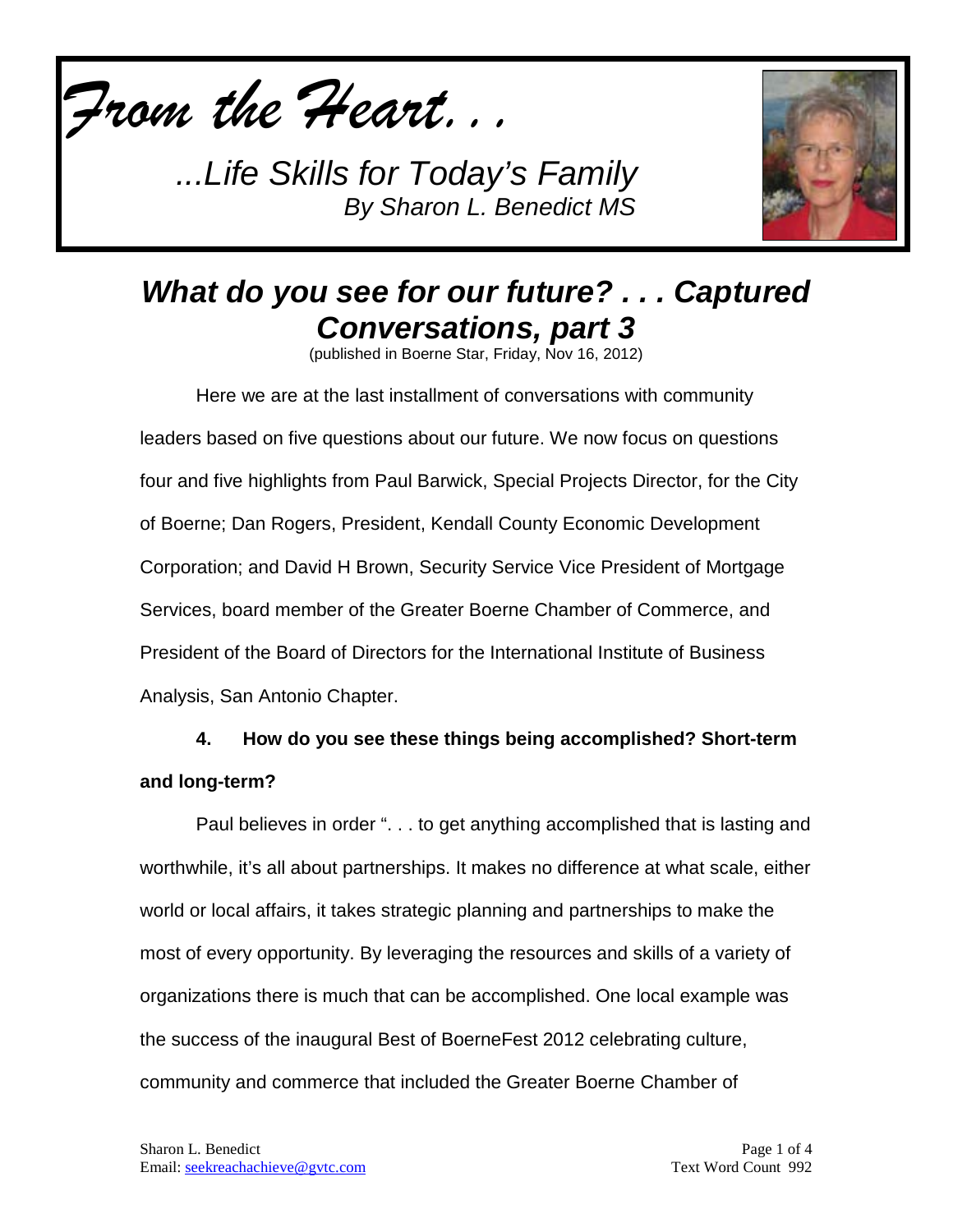*From the Heart. . .*

*...Life Skills for Today's Family*
*By Sharon L. Benedict MS*

# *What do you see for our future? . . . Captured Conversations, part 3*

(published in Boerne Star, Friday, Nov 16, 2012)

Here we are at the last installment of conversations with community leaders based on five questions about our future. We now focus on questions four and five highlights from Paul Barwick, Special Projects Director, for the City of Boerne; Dan Rogers, President, Kendall County Economic Development Corporation; and David H Brown, Security Service Vice President of Mortgage Services, board member of the Greater Boerne Chamber of Commerce, and President of the Board of Directors for the International Institute of Business Analysis, San Antonio Chapter.

**4. How do you see these things being accomplished? Short-term and long-term?**

Paul believes in order ". . . to get anything accomplished that is lasting and worthwhile, it's all about partnerships. It makes no difference at what scale, either world or local affairs, it takes strategic planning and partnerships to make the most of every opportunity. By leveraging the resources and skills of a variety of organizations there is much that can be accomplished. One local example was the success of the inaugural Best of BoerneFest 2012 celebrating culture, community and commerce that included the Greater Boerne Chamber of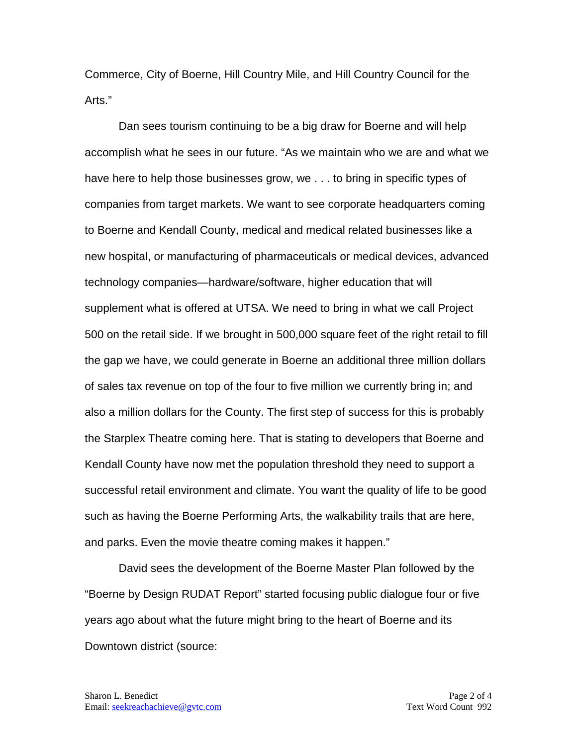Commerce, City of Boerne, Hill Country Mile, and Hill Country Council for the Arts."

Dan sees tourism continuing to be a big draw for Boerne and will help accomplish what he sees in our future. "As we maintain who we are and what we have here to help those businesses grow, we . . . to bring in specific types of companies from target markets. We want to see corporate headquarters coming to Boerne and Kendall County, medical and medical related businesses like a new hospital, or manufacturing of pharmaceuticals or medical devices, advanced technology companies—hardware/software, higher education that will supplement what is offered at UTSA. We need to bring in what we call Project 500 on the retail side. If we brought in 500,000 square feet of the right retail to fill the gap we have, we could generate in Boerne an additional three million dollars of sales tax revenue on top of the four to five million we currently bring in; and also a million dollars for the County. The first step of success for this is probably the Starplex Theatre coming here. That is stating to developers that Boerne and Kendall County have now met the population threshold they need to support a successful retail environment and climate. You want the quality of life to be good such as having the Boerne Performing Arts, the walkability trails that are here, and parks. Even the movie theatre coming makes it happen."

David sees the development of the Boerne Master Plan followed by the "Boerne by Design RUDAT Report" started focusing public dialogue four or five years ago about what the future might bring to the heart of Boerne and its Downtown district (source:

Sharon L. Benedict
Email: seekreachachieve@gvtc.com

Text Word Count 992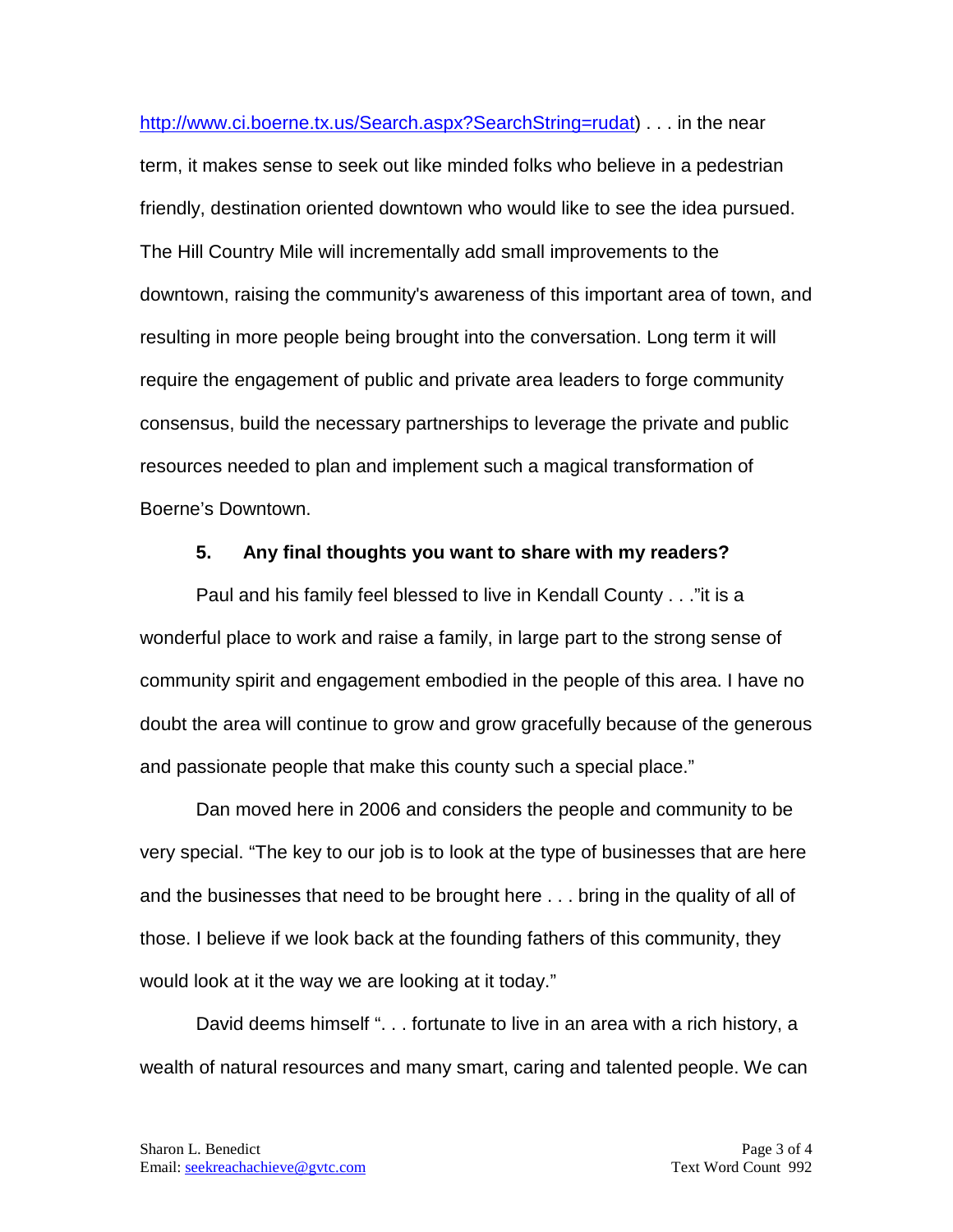http://www.ci.boerne.tx.us/Search.aspx?SearchString=rudat) . . . in the near term, it makes sense to seek out like minded folks who believe in a pedestrian friendly, destination oriented downtown who would like to see the idea pursued. The Hill Country Mile will incrementally add small improvements to the downtown, raising the community's awareness of this important area of town, and resulting in more people being brought into the conversation. Long term it will require the engagement of public and private area leaders to forge community consensus, build the necessary partnerships to leverage the private and public resources needed to plan and implement such a magical transformation of Boerne's Downtown.

**5. Any final thoughts you want to share with my readers?**

Paul and his family feel blessed to live in Kendall County . . ."it is a wonderful place to work and raise a family, in large part to the strong sense of community spirit and engagement embodied in the people of this area. I have no doubt the area will continue to grow and grow gracefully because of the generous and passionate people that make this county such a special place."

Dan moved here in 2006 and considers the people and community to be very special. "The key to our job is to look at the type of businesses that are here and the businesses that need to be brought here . . . bring in the quality of all of those. I believe if we look back at the founding fathers of this community, they would look at it the way we are looking at it today."

David deems himself ". . . fortunate to live in an area with a rich history, a wealth of natural resources and many smart, caring and talented people. We can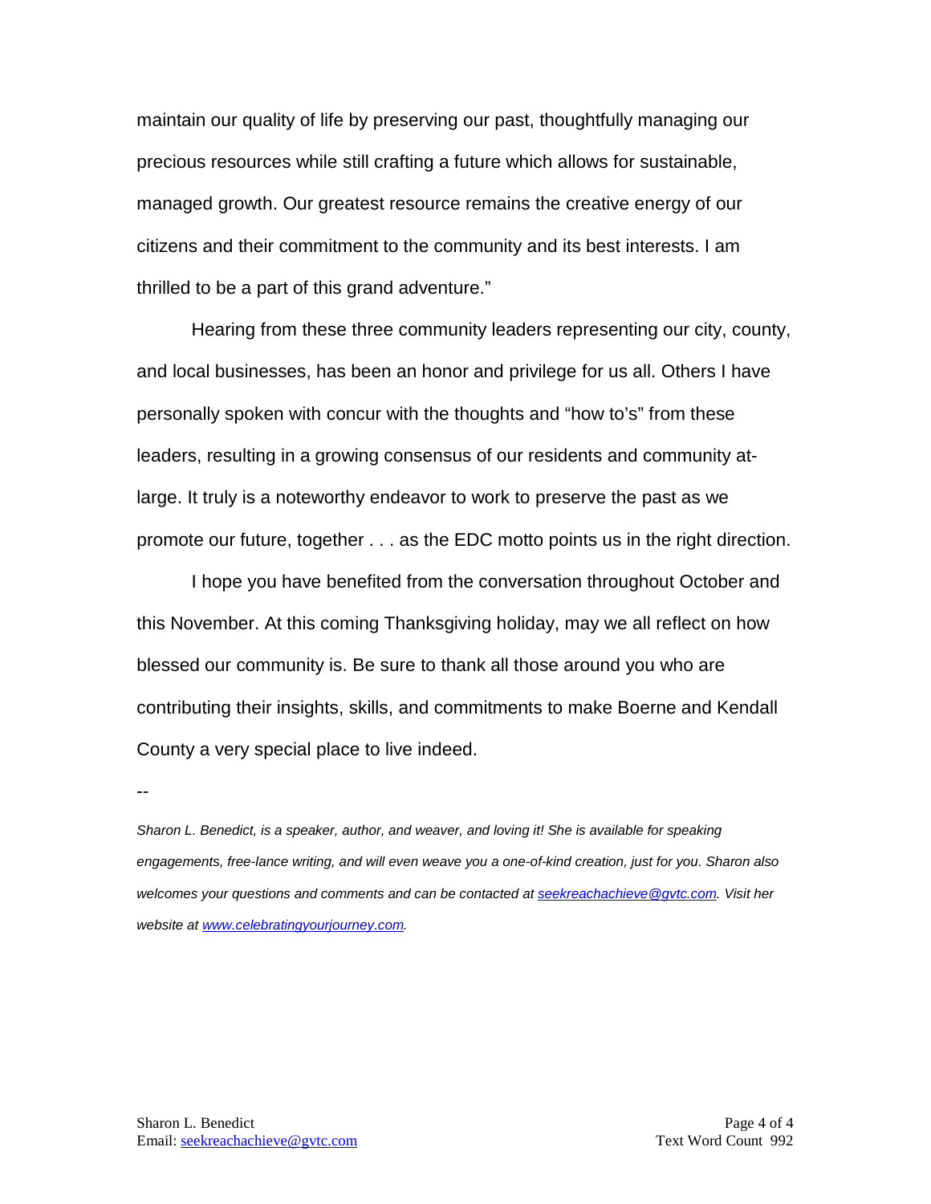maintain our quality of life by preserving our past, thoughtfully managing our precious resources while still crafting a future which allows for sustainable, managed growth. Our greatest resource remains the creative energy of our citizens and their commitment to the community and its best interests. I am thrilled to be a part of this grand adventure."

Hearing from these three community leaders representing our city, county, and local businesses, has been an honor and privilege for us all. Others I have personally spoken with concur with the thoughts and "how to's" from these leaders, resulting in a growing consensus of our residents and community at-large. It truly is a noteworthy endeavor to work to preserve the past as we promote our future, together . . . as the EDC motto points us in the right direction.

I hope you have benefited from the conversation throughout October and this November. At this coming Thanksgiving holiday, may we all reflect on how blessed our community is. Be sure to thank all those around you who are contributing their insights, skills, and commitments to make Boerne and Kendall County a very special place to live indeed.

--

*Sharon L. Benedict, is a speaker, author, and weaver, and loving it! She is available for speaking engagements, free-lance writing, and will even weave you a one-of-kind creation, just for you. Sharon also welcomes your questions and comments and can be contacted at [seekreachachieve@gvtc.com](mailto:seekreachachieve@gvtc.com). Visit her website at [www.celebratingyourjourney.com](http://www.celebratingyourjourney.com).*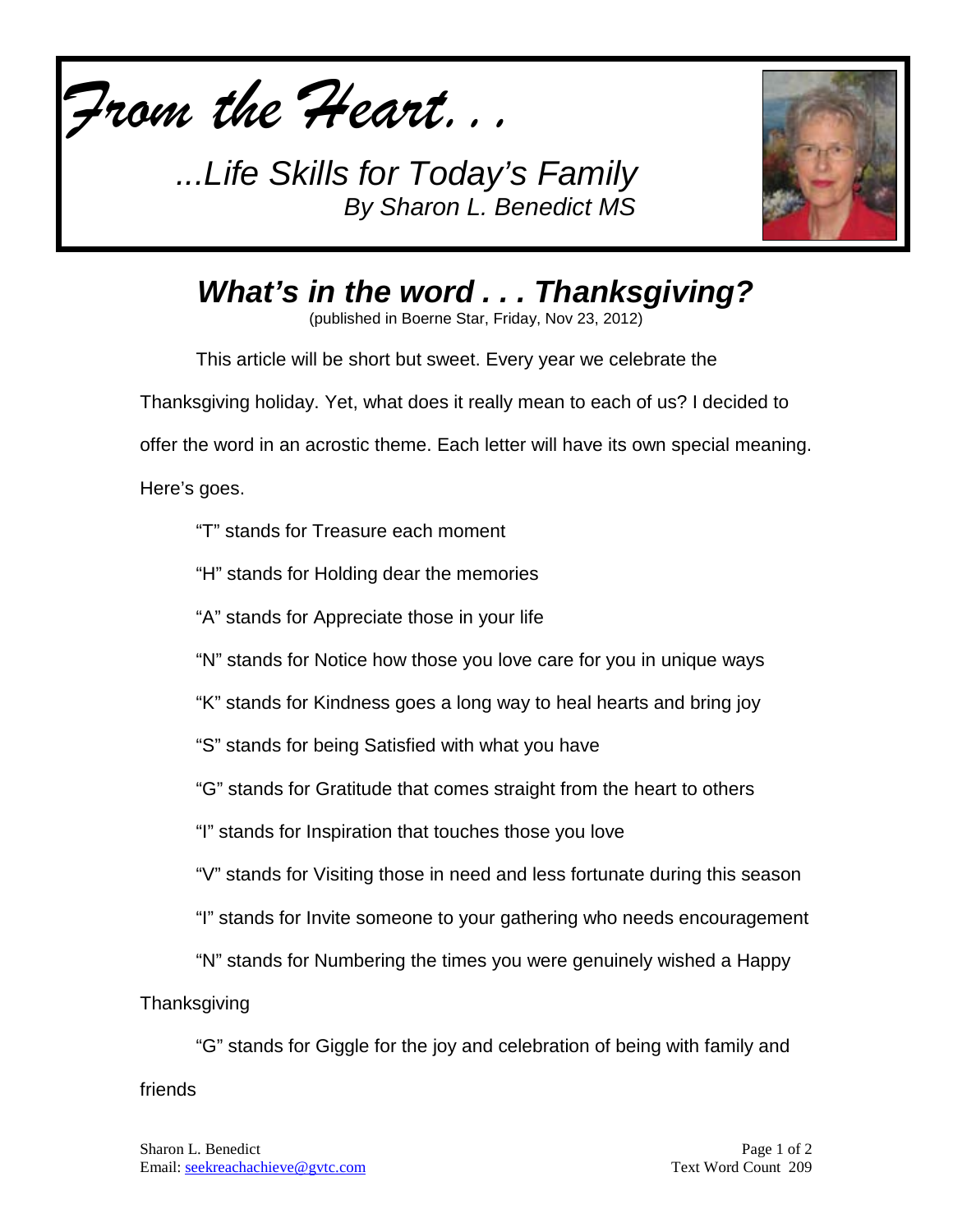# *From the Heart. . .*

*...Life Skills for Today's Family*
*By Sharon L. Benedict MS*

## ***What's in the word . . . Thanksgiving?***

(published in Boerne Star, Friday, Nov 23, 2012)

This article will be short but sweet. Every year we celebrate the Thanksgiving holiday. Yet, what does it really mean to each of us? I decided to offer the word in an acrostic theme. Each letter will have its own special meaning. Here's goes.

"T" stands for Treasure each moment

"H" stands for Holding dear the memories

"A" stands for Appreciate those in your life

"N" stands for Notice how those you love care for you in unique ways

"K" stands for Kindness goes a long way to heal hearts and bring joy

"S" stands for being Satisfied with what you have

"G" stands for Gratitude that comes straight from the heart to others

"I" stands for Inspiration that touches those you love

"V" stands for Visiting those in need and less fortunate during this season

"I" stands for Invite someone to your gathering who needs encouragement

"N" stands for Numbering the times you were genuinely wished a Happy Thanksgiving

"G" stands for Giggle for the joy and celebration of being with family and friends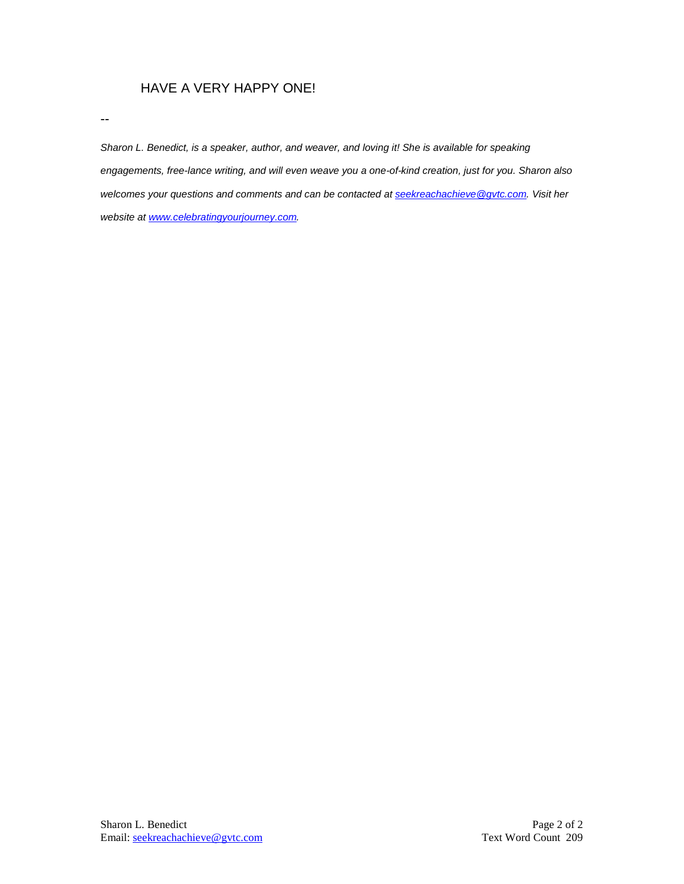HAVE A VERY HAPPY ONE!

--

*Sharon L. Benedict, is a speaker, author, and weaver, and loving it! She is available for speaking engagements, free-lance writing, and will even weave you a one-of-kind creation, just for you. Sharon also welcomes your questions and comments and can be contacted at seekreachachieve@gvtc.com. Visit her website at www.celebratingyourjourney.com.*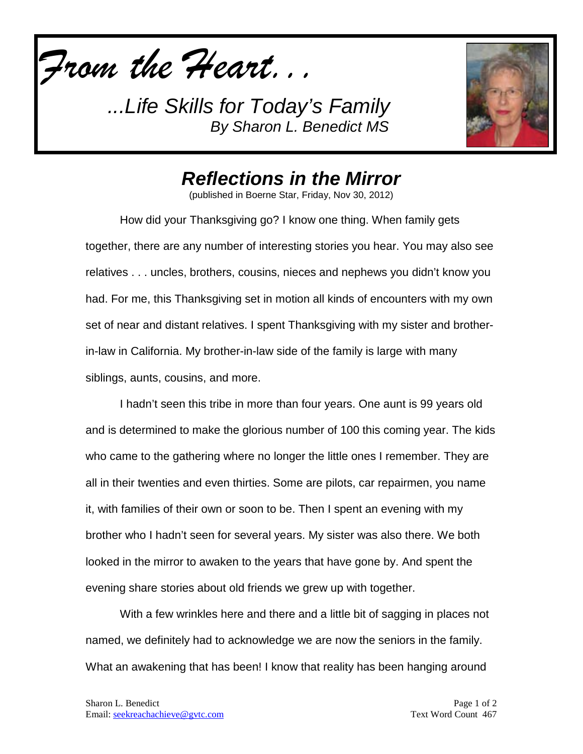*From the Heart...*

*...Life Skills for Today's Family*
*By Sharon L. Benedict MS*

# *Reflections in the Mirror*

(published in Boerne Star, Friday, Nov 30, 2012)

How did your Thanksgiving go? I know one thing. When family gets together, there are any number of interesting stories you hear. You may also see relatives . . . uncles, brothers, cousins, nieces and nephews you didn't know you had. For me, this Thanksgiving set in motion all kinds of encounters with my own set of near and distant relatives. I spent Thanksgiving with my sister and brother-in-law in California. My brother-in-law side of the family is large with many siblings, aunts, cousins, and more.

I hadn't seen this tribe in more than four years. One aunt is 99 years old and is determined to make the glorious number of 100 this coming year. The kids who came to the gathering where no longer the little ones I remember. They are all in their twenties and even thirties. Some are pilots, car repairmen, you name it, with families of their own or soon to be. Then I spent an evening with my brother who I hadn't seen for several years. My sister was also there. We both looked in the mirror to awaken to the years that have gone by. And spent the evening share stories about old friends we grew up with together.

With a few wrinkles here and there and a little bit of sagging in places not named, we definitely had to acknowledge we are now the seniors in the family. What an awakening that has been! I know that reality has been hanging around

Sharon L. Benedict
Email: seekreachachieve@gvtc.com

Text Word Count 467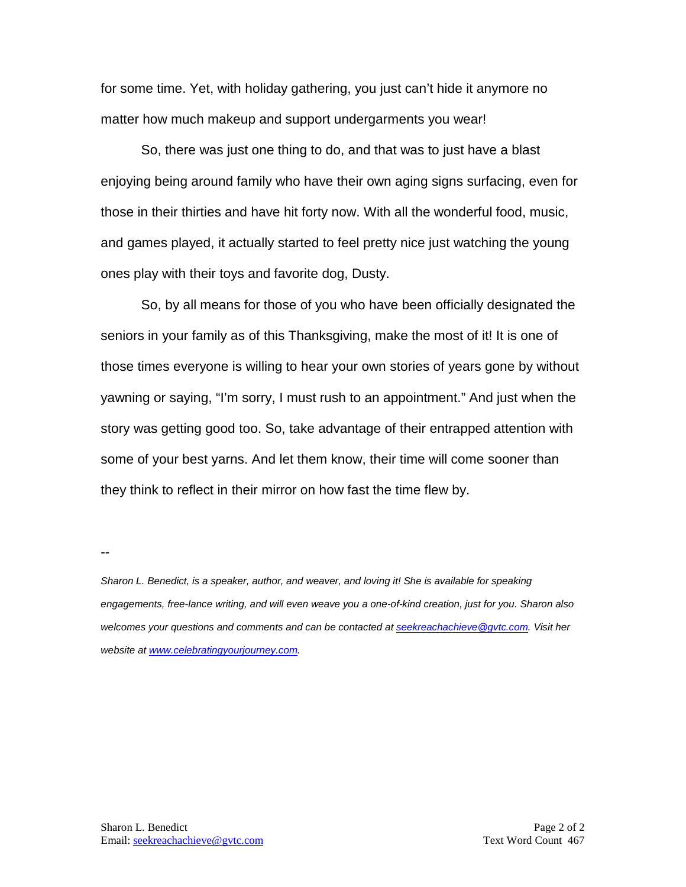for some time. Yet, with holiday gathering, you just can't hide it anymore no matter how much makeup and support undergarments you wear!

So, there was just one thing to do, and that was to just have a blast enjoying being around family who have their own aging signs surfacing, even for those in their thirties and have hit forty now. With all the wonderful food, music, and games played, it actually started to feel pretty nice just watching the young ones play with their toys and favorite dog, Dusty.

So, by all means for those of you who have been officially designated the seniors in your family as of this Thanksgiving, make the most of it! It is one of those times everyone is willing to hear your own stories of years gone by without yawning or saying, "I'm sorry, I must rush to an appointment." And just when the story was getting good too. So, take advantage of their entrapped attention with some of your best yarns. And let them know, their time will come sooner than they think to reflect in their mirror on how fast the time flew by.

--

*Sharon L. Benedict, is a speaker, author, and weaver, and loving it! She is available for speaking engagements, free-lance writing, and will even weave you a one-of-kind creation, just for you. Sharon also welcomes your questions and comments and can be contacted at [seekreachachieve@gvtc.com](mailto:seekreachachieve@gvtc.com). Visit her website at [www.celebratingyourjourney.com](http://www.celebratingyourjourney.com).*

Text Word Count 467